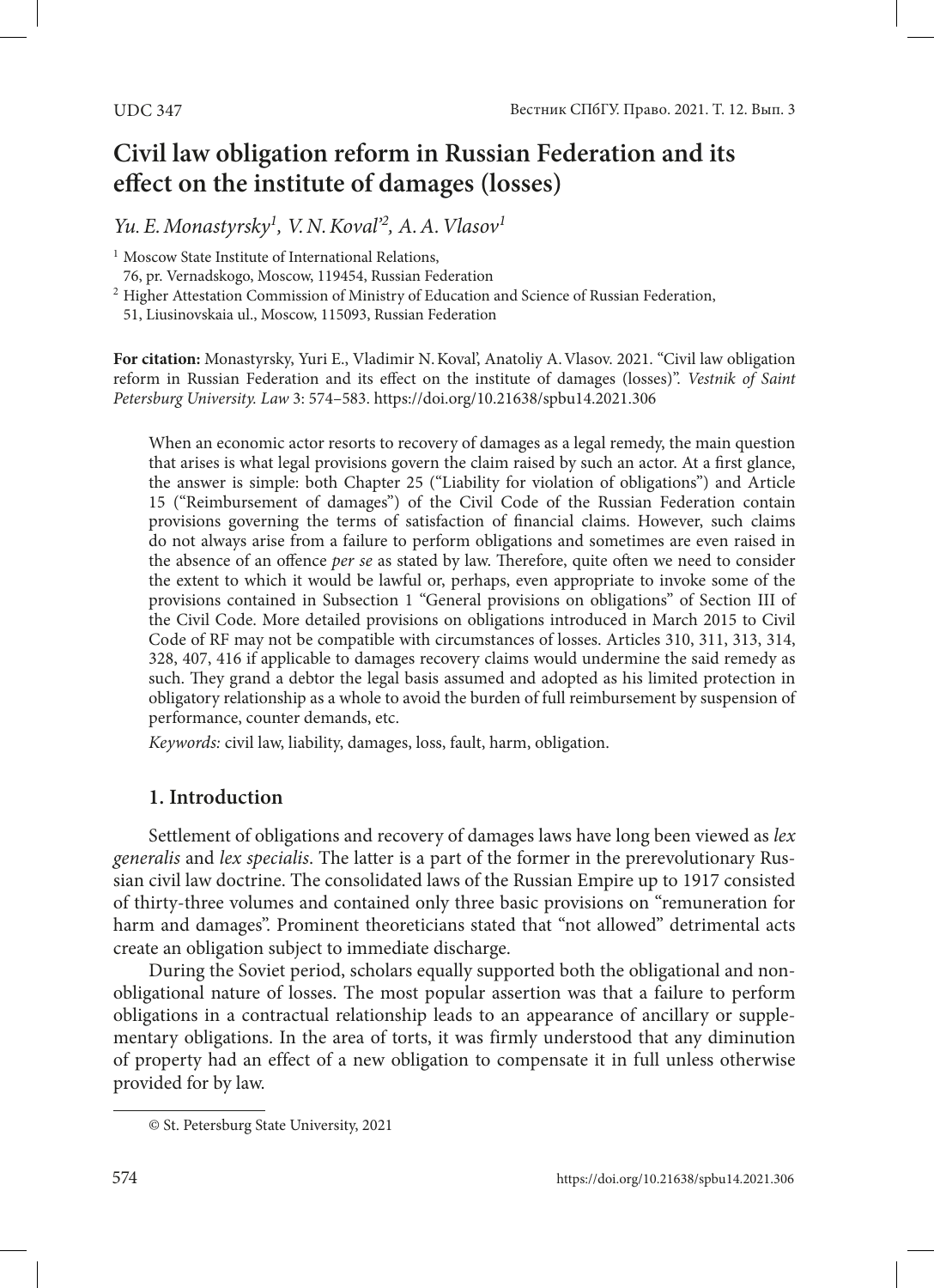UDC 347

# Civil law obligation reform in Russian Federation and its effect on the institute of damages (losses)

*Yu. E. Monastyrsky*[1], *V. N. Koval'*[2], *A. A. Vlasov*[1]

[1] Moscow State Institute of International Relations, 76, pr. Vernadskogo, Moscow, 119454, Russian Federation

[2] Higher Attestation Commission of Ministry of Education and Science of Russian Federation, 51, Liusinovskaia ul., Moscow, 115093, Russian Federation

**For citation:** Monastyrsky, Yuri E., Vladimir N. Koval', Anatoliy A. Vlasov. 2021. "Civil law obligation reform in Russian Federation and its effect on the institute of damages (losses)". *Vestnik of Saint Petersburg University. Law* 3: 574–583. https://doi.org/10.21638/spbu14.2021.306

When an economic actor resorts to recovery of damages as a legal remedy, the main question that arises is what legal provisions govern the claim raised by such an actor. At a first glance, the answer is simple: both Chapter 25 ("Liability for violation of obligations") and Article 15 ("Reimbursement of damages") of the Civil Code of the Russian Federation contain provisions governing the terms of satisfaction of financial claims. However, such claims do not always arise from a failure to perform obligations and sometimes are even raised in the absence of an offence *per se* as stated by law. Therefore, quite often we need to consider the extent to which it would be lawful or, perhaps, even appropriate to invoke some of the provisions contained in Subsection 1 "General provisions on obligations" of Section III of the Civil Code. More detailed provisions on obligations introduced in March 2015 to Civil Code of RF may not be compatible with circumstances of losses. Articles 310, 311, 313, 314, 328, 407, 416 if applicable to damages recovery claims would undermine the said remedy as such. They grand a debtor the legal basis assumed and adopted as his limited protection in obligatory relationship as a whole to avoid the burden of full reimbursement by suspension of performance, counter demands, etc.

*Keywords:* civil law, liability, damages, loss, fault, harm, obligation.

## 1. Introduction

Settlement of obligations and recovery of damages laws have long been viewed as *lex generalis* and *lex specialis*. The latter is a part of the former in the prerevolutionary Russian civil law doctrine. The consolidated laws of the Russian Empire up to 1917 consisted of thirty-three volumes and contained only three basic provisions on "remuneration for harm and damages". Prominent theoreticians stated that "not allowed" detrimental acts create an obligation subject to immediate discharge.

During the Soviet period, scholars equally supported both the obligational and non-obligational nature of losses. The most popular assertion was that a failure to perform obligations in a contractual relationship leads to an appearance of ancillary or supplementary obligations. In the area of torts, it was firmly understood that any diminution of property had an effect of a new obligation to compensate it in full unless otherwise provided for by law.

© St. Petersburg State University, 2021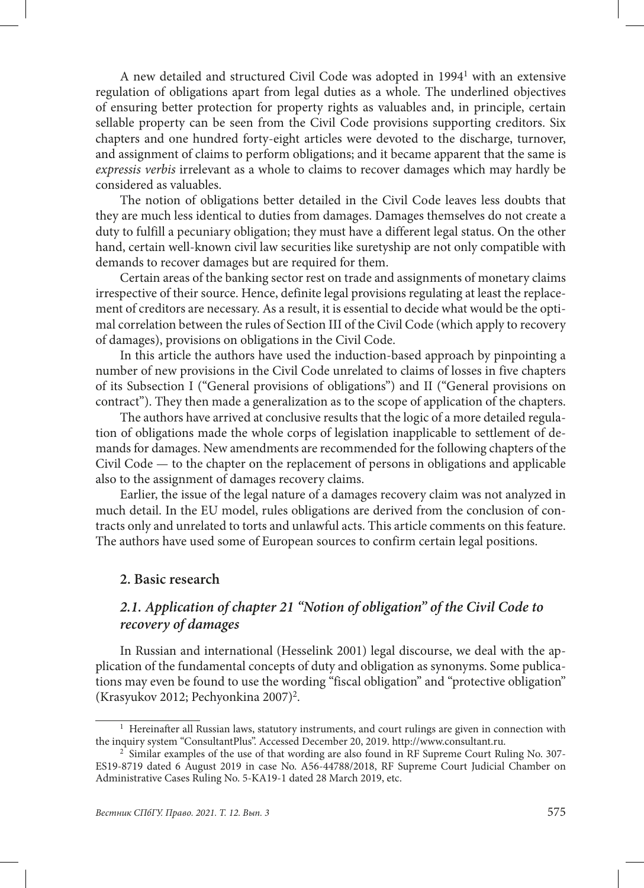A new detailed and structured Civil Code was adopted in 1994[1] with an extensive regulation of obligations apart from legal duties as a whole. The underlined objectives of ensuring better protection for property rights as valuables and, in principle, certain sellable property can be seen from the Civil Code provisions supporting creditors. Six chapters and one hundred forty-eight articles were devoted to the discharge, turnover, and assignment of claims to perform obligations; and it became apparent that the same is *expressis verbis* irrelevant as a whole to claims to recover damages which may hardly be considered as valuables.

The notion of obligations better detailed in the Civil Code leaves less doubts that they are much less identical to duties from damages. Damages themselves do not create a duty to fulfill a pecuniary obligation; they must have a different legal status. On the other hand, certain well-known civil law securities like suretyship are not only compatible with demands to recover damages but are required for them.

Certain areas of the banking sector rest on trade and assignments of monetary claims irrespective of their source. Hence, definite legal provisions regulating at least the replacement of creditors are necessary. As a result, it is essential to decide what would be the optimal correlation between the rules of Section III of the Civil Code (which apply to recovery of damages), provisions on obligations in the Civil Code.

In this article the authors have used the induction-based approach by pinpointing a number of new provisions in the Civil Code unrelated to claims of losses in five chapters of its Subsection I ("General provisions of obligations") and II ("General provisions on contract"). They then made a generalization as to the scope of application of the chapters.

The authors have arrived at conclusive results that the logic of a more detailed regulation of obligations made the whole corps of legislation inapplicable to settlement of demands for damages. New amendments are recommended for the following chapters of the Civil Code — to the chapter on the replacement of persons in obligations and applicable also to the assignment of damages recovery claims.

Earlier, the issue of the legal nature of a damages recovery claim was not analyzed in much detail. In the EU model, rules obligations are derived from the conclusion of contracts only and unrelated to torts and unlawful acts. This article comments on this feature. The authors have used some of European sources to confirm certain legal positions.

## 2. Basic research

### *2.1. Application of chapter 21 "Notion of obligation" of the Civil Code to recovery of damages*

In Russian and international (Hesselink 2001) legal discourse, we deal with the application of the fundamental concepts of duty and obligation as synonyms. Some publications may even be found to use the wording "fiscal obligation" and "protective obligation" (Krasyukov 2012; Pechyonkina 2007)[2].

---

[1] Hereinafter all Russian laws, statutory instruments, and court rulings are given in connection with the inquiry system "ConsultantPlus". Accessed December 20, 2019. http://www.consultant.ru.

[2] Similar examples of the use of that wording are also found in RF Supreme Court Ruling No. 307-ES19-8719 dated 6 August 2019 in case No. A56-44788/2018, RF Supreme Court Judicial Chamber on Administrative Cases Ruling No. 5-KA19-1 dated 28 March 2019, etc.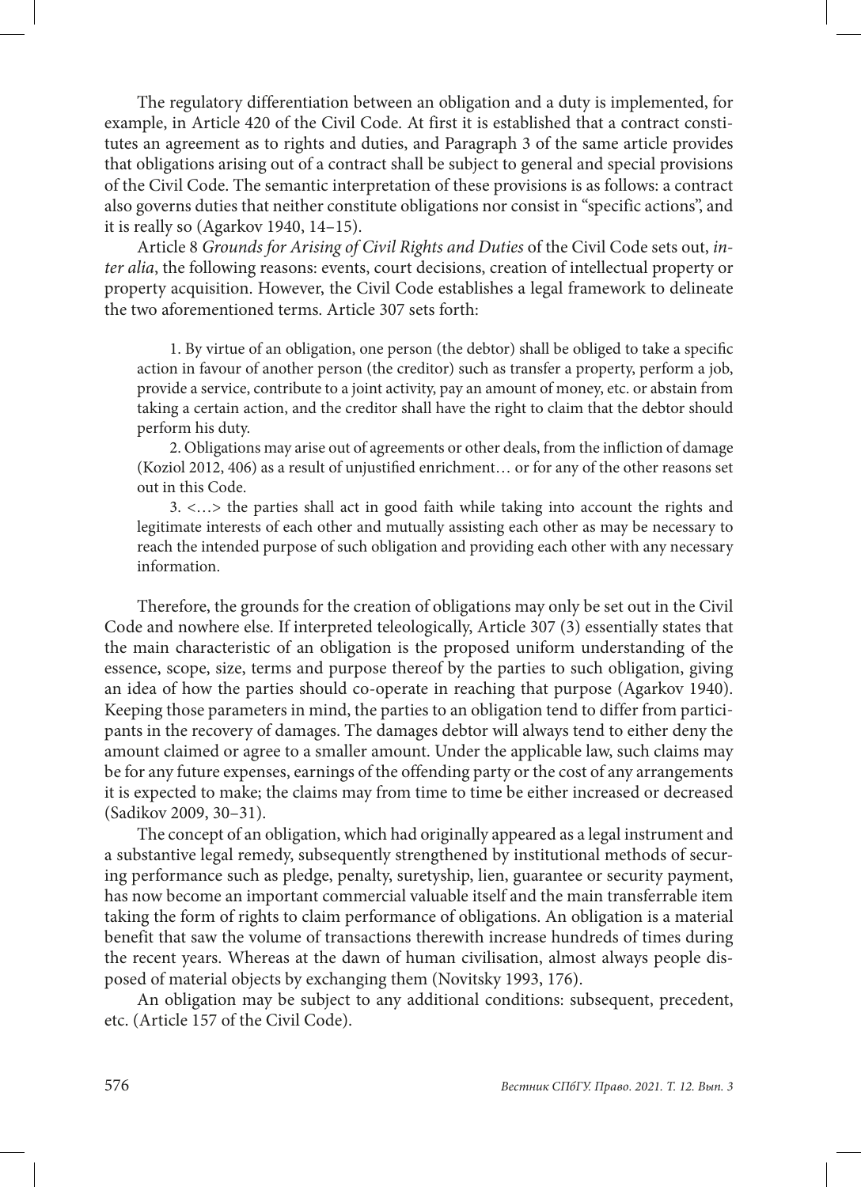The regulatory differentiation between an obligation and a duty is implemented, for example, in Article 420 of the Civil Code. At first it is established that a contract constitutes an agreement as to rights and duties, and Paragraph 3 of the same article provides that obligations arising out of a contract shall be subject to general and special provisions of the Civil Code. The semantic interpretation of these provisions is as follows: a contract also governs duties that neither constitute obligations nor consist in "specific actions", and it is really so (Agarkov 1940, 14–15).

Article 8 *Grounds for Arising of Civil Rights and Duties* of the Civil Code sets out, *inter alia*, the following reasons: events, court decisions, creation of intellectual property or property acquisition. However, the Civil Code establishes a legal framework to delineate the two aforementioned terms. Article 307 sets forth:

> 1. By virtue of an obligation, one person (the debtor) shall be obliged to take a specific action in favour of another person (the creditor) such as transfer a property, perform a job, provide a service, contribute to a joint activity, pay an amount of money, etc. or abstain from taking a certain action, and the creditor shall have the right to claim that the debtor should perform his duty.
>
> 2. Obligations may arise out of agreements or other deals, from the infliction of damage (Koziol 2012, 406) as a result of unjustified enrichment… or for any of the other reasons set out in this Code.
>
> 3. <…> the parties shall act in good faith while taking into account the rights and legitimate interests of each other and mutually assisting each other as may be necessary to reach the intended purpose of such obligation and providing each other with any necessary information.

Therefore, the grounds for the creation of obligations may only be set out in the Civil Code and nowhere else. If interpreted teleologically, Article 307 (3) essentially states that the main characteristic of an obligation is the proposed uniform understanding of the essence, scope, size, terms and purpose thereof by the parties to such obligation, giving an idea of how the parties should co-operate in reaching that purpose (Agarkov 1940). Keeping those parameters in mind, the parties to an obligation tend to differ from participants in the recovery of damages. The damages debtor will always tend to either deny the amount claimed or agree to a smaller amount. Under the applicable law, such claims may be for any future expenses, earnings of the offending party or the cost of any arrangements it is expected to make; the claims may from time to time be either increased or decreased (Sadikov 2009, 30–31).

The concept of an obligation, which had originally appeared as a legal instrument and a substantive legal remedy, subsequently strengthened by institutional methods of securing performance such as pledge, penalty, suretyship, lien, guarantee or security payment, has now become an important commercial valuable itself and the main transferrable item taking the form of rights to claim performance of obligations. An obligation is a material benefit that saw the volume of transactions therewith increase hundreds of times during the recent years. Whereas at the dawn of human civilisation, almost always people disposed of material objects by exchanging them (Novitsky 1993, 176).

An obligation may be subject to any additional conditions: subsequent, precedent, etc. (Article 157 of the Civil Code).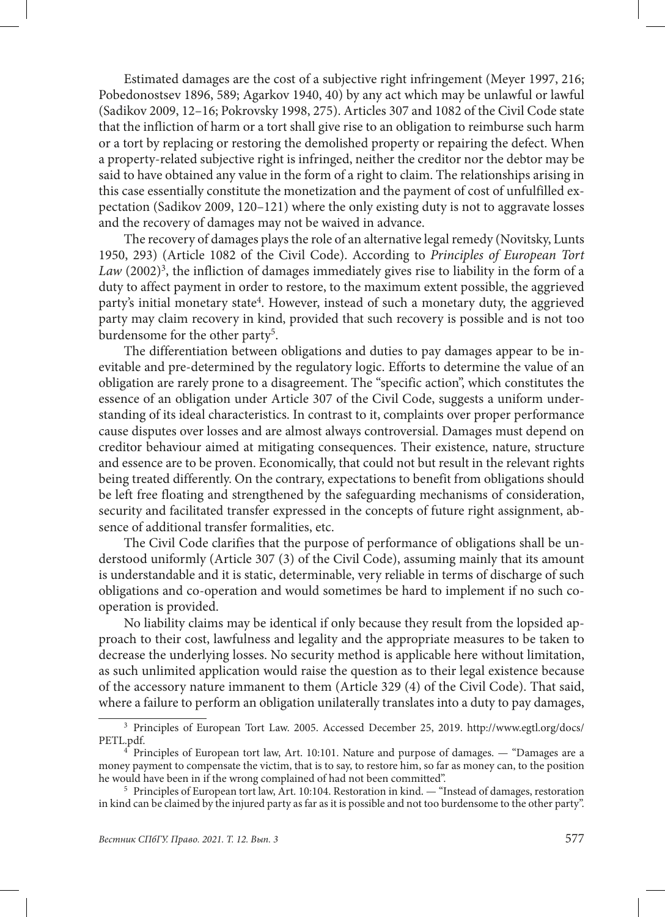Estimated damages are the cost of a subjective right infringement (Meyer 1997, 216; Pobedonostsev 1896, 589; Agarkov 1940, 40) by any act which may be unlawful or lawful (Sadikov 2009, 12–16; Pokrovsky 1998, 275). Articles 307 and 1082 of the Civil Code state that the infliction of harm or a tort shall give rise to an obligation to reimburse such harm or a tort by replacing or restoring the demolished property or repairing the defect. When a property-related subjective right is infringed, neither the creditor nor the debtor may be said to have obtained any value in the form of a right to claim. The relationships arising in this case essentially constitute the monetization and the payment of cost of unfulfilled expectation (Sadikov 2009, 120–121) where the only existing duty is not to aggravate losses and the recovery of damages may not be waived in advance.

The recovery of damages plays the role of an alternative legal remedy (Novitsky, Lunts 1950, 293) (Article 1082 of the Civil Code). According to *Principles of European Tort Law* (2002)[3], the infliction of damages immediately gives rise to liability in the form of a duty to affect payment in order to restore, to the maximum extent possible, the aggrieved party's initial monetary state[4]. However, instead of such a monetary duty, the aggrieved party may claim recovery in kind, provided that such recovery is possible and is not too burdensome for the other party[5].

The differentiation between obligations and duties to pay damages appear to be inevitable and pre-determined by the regulatory logic. Efforts to determine the value of an obligation are rarely prone to a disagreement. The "specific action", which constitutes the essence of an obligation under Article 307 of the Civil Code, suggests a uniform understanding of its ideal characteristics. In contrast to it, complaints over proper performance cause disputes over losses and are almost always controversial. Damages must depend on creditor behaviour aimed at mitigating consequences. Their existence, nature, structure and essence are to be proven. Economically, that could not but result in the relevant rights being treated differently. On the contrary, expectations to benefit from obligations should be left free floating and strengthened by the safeguarding mechanisms of consideration, security and facilitated transfer expressed in the concepts of future right assignment, absence of additional transfer formalities, etc.

The Civil Code clarifies that the purpose of performance of obligations shall be understood uniformly (Article 307 (3) of the Civil Code), assuming mainly that its amount is understandable and it is static, determinable, very reliable in terms of discharge of such obligations and co-operation and would sometimes be hard to implement if no such co-operation is provided.

No liability claims may be identical if only because they result from the lopsided approach to their cost, lawfulness and legality and the appropriate measures to be taken to decrease the underlying losses. No security method is applicable here without limitation, as such unlimited application would raise the question as to their legal existence because of the accessory nature immanent to them (Article 329 (4) of the Civil Code). That said, where a failure to perform an obligation unilaterally translates into a duty to pay damages,

---

[3] Principles of European Tort Law. 2005. Accessed December 25, 2019. http://www.egtl.org/docs/PETL.pdf.

[4] Principles of European tort law, Art. 10:101. Nature and purpose of damages. — "Damages are a money payment to compensate the victim, that is to say, to restore him, so far as money can, to the position he would have been in if the wrong complained of had not been committed".

[5] Principles of European tort law, Art. 10:104. Restoration in kind. — "Instead of damages, restoration in kind can be claimed by the injured party as far as it is possible and not too burdensome to the other party".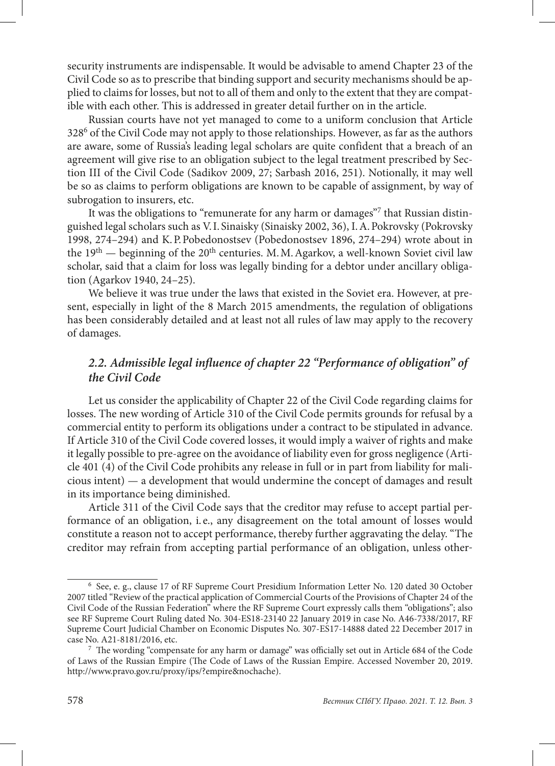security instruments are indispensable. It would be advisable to amend Chapter 23 of the Civil Code so as to prescribe that binding support and security mechanisms should be applied to claims for losses, but not to all of them and only to the extent that they are compatible with each other. This is addressed in greater detail further on in the article.

Russian courts have not yet managed to come to a uniform conclusion that Article 328[6] of the Civil Code may not apply to those relationships. However, as far as the authors are aware, some of Russia's leading legal scholars are quite confident that a breach of an agreement will give rise to an obligation subject to the legal treatment prescribed by Section III of the Civil Code (Sadikov 2009, 27; Sarbash 2016, 251). Notionally, it may well be so as claims to perform obligations are known to be capable of assignment, by way of subrogation to insurers, etc.

It was the obligations to "remunerate for any harm or damages"[7] that Russian distinguished legal scholars such as V.I. Sinaisky (Sinaisky 2002, 36), I.A. Pokrovsky (Pokrovsky 1998, 274–294) and K.P. Pobedonostsev (Pobedonostsev 1896, 274–294) wrote about in the 19th — beginning of the 20th centuries. M.M. Agarkov, a well-known Soviet civil law scholar, said that a claim for loss was legally binding for a debtor under ancillary obligation (Agarkov 1940, 24–25).

We believe it was true under the laws that existed in the Soviet era. However, at present, especially in light of the 8 March 2015 amendments, the regulation of obligations has been considerably detailed and at least not all rules of law may apply to the recovery of damages.

### *2.2. Admissible legal influence of chapter 22 "Performance of obligation" of the Civil Code*

Let us consider the applicability of Chapter 22 of the Civil Code regarding claims for losses. The new wording of Article 310 of the Civil Code permits grounds for refusal by a commercial entity to perform its obligations under a contract to be stipulated in advance. If Article 310 of the Civil Code covered losses, it would imply a waiver of rights and make it legally possible to pre-agree on the avoidance of liability even for gross negligence (Article 401 (4) of the Civil Code prohibits any release in full or in part from liability for malicious intent) — a development that would undermine the concept of damages and result in its importance being diminished.

Article 311 of the Civil Code says that the creditor may refuse to accept partial performance of an obligation, i.e., any disagreement on the total amount of losses would constitute a reason not to accept performance, thereby further aggravating the delay. "The creditor may refrain from accepting partial performance of an obligation, unless other-

---

[6] See, e.g., clause 17 of RF Supreme Court Presidium Information Letter No. 120 dated 30 October 2007 titled "Review of the practical application of Commercial Courts of the Provisions of Chapter 24 of the Civil Code of the Russian Federation" where the RF Supreme Court expressly calls them "obligations"; also see RF Supreme Court Ruling dated No. 304-ES18-23140 22 January 2019 in case No. A46-7338/2017, RF Supreme Court Judicial Chamber on Economic Disputes No. 307-ES17-14888 dated 22 December 2017 in case No. A21-8181/2016, etc.

[7] The wording "compensate for any harm or damage" was officially set out in Article 684 of the Code of Laws of the Russian Empire (The Code of Laws of the Russian Empire. Accessed November 20, 2019. http://www.pravo.gov.ru/proxy/ips/?empire&nochache).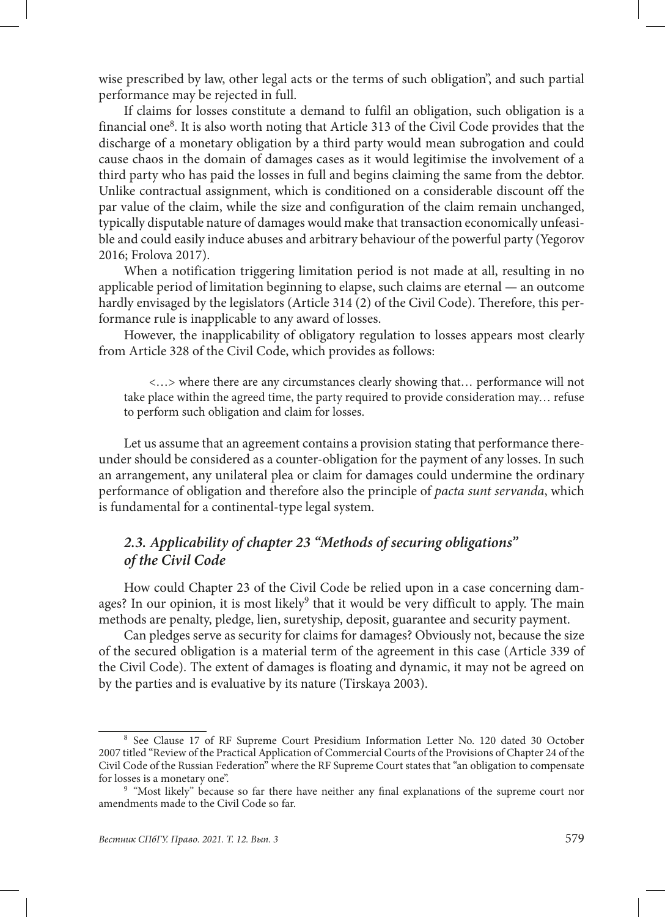wise prescribed by law, other legal acts or the terms of such obligation", and such partial performance may be rejected in full.

If claims for losses constitute a demand to fulfil an obligation, such obligation is a financial one[8]. It is also worth noting that Article 313 of the Civil Code provides that the discharge of a monetary obligation by a third party would mean subrogation and could cause chaos in the domain of damages cases as it would legitimise the involvement of a third party who has paid the losses in full and begins claiming the same from the debtor. Unlike contractual assignment, which is conditioned on a considerable discount off the par value of the claim, while the size and configuration of the claim remain unchanged, typically disputable nature of damages would make that transaction economically unfeasible and could easily induce abuses and arbitrary behaviour of the powerful party (Yegorov 2016; Frolova 2017).

When a notification triggering limitation period is not made at all, resulting in no applicable period of limitation beginning to elapse, such claims are eternal — an outcome hardly envisaged by the legislators (Article 314 (2) of the Civil Code). Therefore, this performance rule is inapplicable to any award of losses.

However, the inapplicability of obligatory regulation to losses appears most clearly from Article 328 of the Civil Code, which provides as follows:

> <…> where there are any circumstances clearly showing that… performance will not take place within the agreed time, the party required to provide consideration may… refuse to perform such obligation and claim for losses.

Let us assume that an agreement contains a provision stating that performance thereunder should be considered as a counter-obligation for the payment of any losses. In such an arrangement, any unilateral plea or claim for damages could undermine the ordinary performance of obligation and therefore also the principle of *pacta sunt servanda*, which is fundamental for a continental-type legal system.

### *2.3. Applicability of chapter 23 "Methods of securing obligations" of the Civil Code*

How could Chapter 23 of the Civil Code be relied upon in a case concerning damages? In our opinion, it is most likely[9] that it would be very difficult to apply. The main methods are penalty, pledge, lien, suretyship, deposit, guarantee and security payment.

Can pledges serve as security for claims for damages? Obviously not, because the size of the secured obligation is a material term of the agreement in this case (Article 339 of the Civil Code). The extent of damages is floating and dynamic, it may not be agreed on by the parties and is evaluative by its nature (Tirskaya 2003).

---

[8] See Clause 17 of RF Supreme Court Presidium Information Letter No. 120 dated 30 October 2007 titled "Review of the Practical Application of Commercial Courts of the Provisions of Chapter 24 of the Civil Code of the Russian Federation" where the RF Supreme Court states that "an obligation to compensate for losses is a monetary one".

[9] "Most likely" because so far there have neither any final explanations of the supreme court nor amendments made to the Civil Code so far.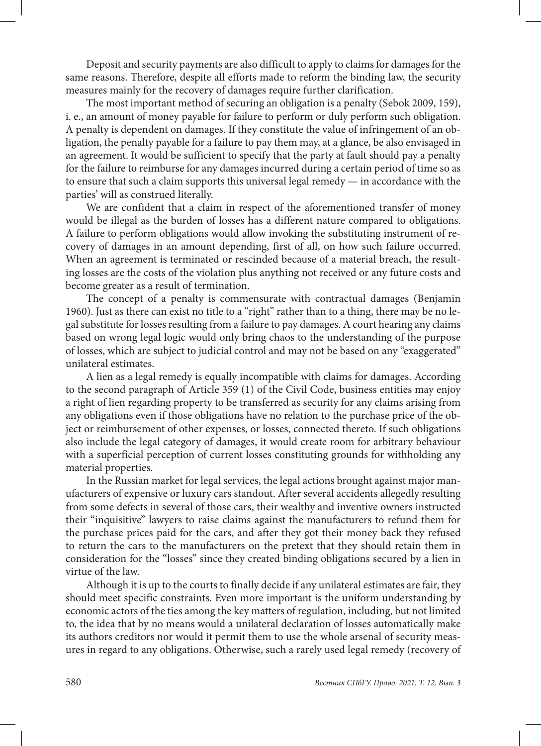Deposit and security payments are also difficult to apply to claims for damages for the same reasons. Therefore, despite all efforts made to reform the binding law, the security measures mainly for the recovery of damages require further clarification.

The most important method of securing an obligation is a penalty (Sebok 2009, 159), i. e., an amount of money payable for failure to perform or duly perform such obligation. A penalty is dependent on damages. If they constitute the value of infringement of an obligation, the penalty payable for a failure to pay them may, at a glance, be also envisaged in an agreement. It would be sufficient to specify that the party at fault should pay a penalty for the failure to reimburse for any damages incurred during a certain period of time so as to ensure that such a claim supports this universal legal remedy — in accordance with the parties' will as construed literally.

We are confident that a claim in respect of the aforementioned transfer of money would be illegal as the burden of losses has a different nature compared to obligations. A failure to perform obligations would allow invoking the substituting instrument of recovery of damages in an amount depending, first of all, on how such failure occurred. When an agreement is terminated or rescinded because of a material breach, the resulting losses are the costs of the violation plus anything not received or any future costs and become greater as a result of termination.

The concept of a penalty is commensurate with contractual damages (Benjamin 1960). Just as there can exist no title to a "right" rather than to a thing, there may be no legal substitute for losses resulting from a failure to pay damages. A court hearing any claims based on wrong legal logic would only bring chaos to the understanding of the purpose of losses, which are subject to judicial control and may not be based on any "exaggerated" unilateral estimates.

A lien as a legal remedy is equally incompatible with claims for damages. According to the second paragraph of Article 359 (1) of the Civil Code, business entities may enjoy a right of lien regarding property to be transferred as security for any claims arising from any obligations even if those obligations have no relation to the purchase price of the object or reimbursement of other expenses, or losses, connected thereto. If such obligations also include the legal category of damages, it would create room for arbitrary behaviour with a superficial perception of current losses constituting grounds for withholding any material properties.

In the Russian market for legal services, the legal actions brought against major manufacturers of expensive or luxury cars standout. After several accidents allegedly resulting from some defects in several of those cars, their wealthy and inventive owners instructed their "inquisitive" lawyers to raise claims against the manufacturers to refund them for the purchase prices paid for the cars, and after they got their money back they refused to return the cars to the manufacturers on the pretext that they should retain them in consideration for the "losses" since they created binding obligations secured by a lien in virtue of the law.

Although it is up to the courts to finally decide if any unilateral estimates are fair, they should meet specific constraints. Even more important is the uniform understanding by economic actors of the ties among the key matters of regulation, including, but not limited to, the idea that by no means would a unilateral declaration of losses automatically make its authors creditors nor would it permit them to use the whole arsenal of security measures in regard to any obligations. Otherwise, such a rarely used legal remedy (recovery of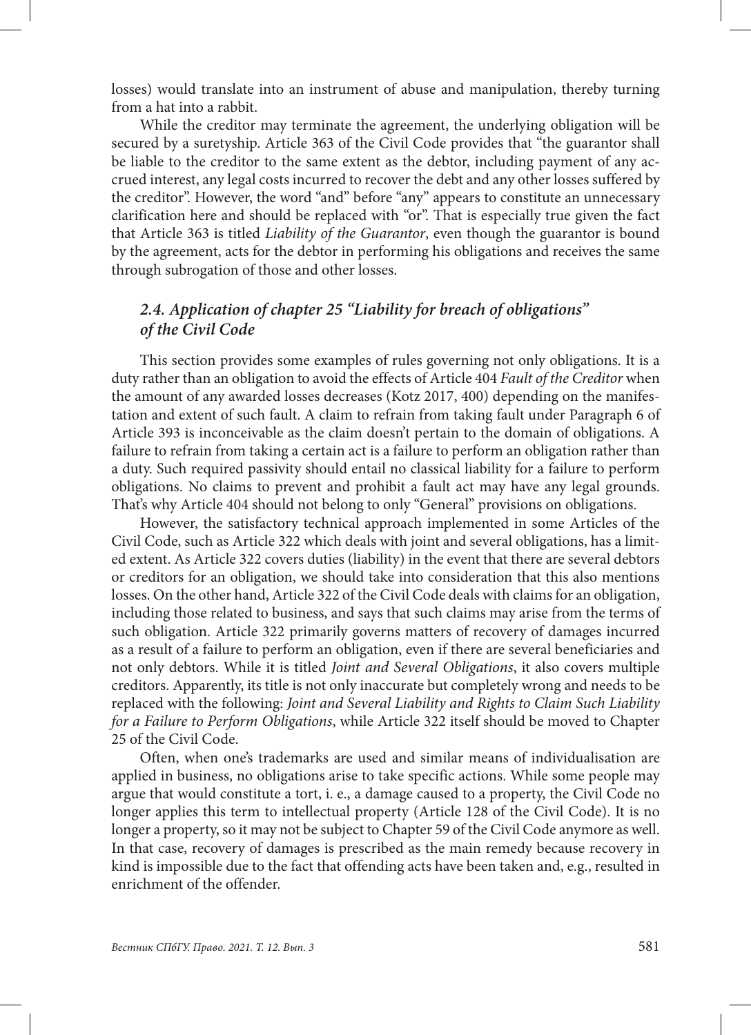losses) would translate into an instrument of abuse and manipulation, thereby turning from a hat into a rabbit.

While the creditor may terminate the agreement, the underlying obligation will be secured by a suretyship. Article 363 of the Civil Code provides that "the guarantor shall be liable to the creditor to the same extent as the debtor, including payment of any accrued interest, any legal costs incurred to recover the debt and any other losses suffered by the creditor". However, the word "and" before "any" appears to constitute an unnecessary clarification here and should be replaced with "or". That is especially true given the fact that Article 363 is titled *Liability of the Guarantor*, even though the guarantor is bound by the agreement, acts for the debtor in performing his obligations and receives the same through subrogation of those and other losses.

### *2.4. Application of chapter 25 "Liability for breach of obligations" of the Civil Code*

This section provides some examples of rules governing not only obligations. It is a duty rather than an obligation to avoid the effects of Article 404 *Fault of the Creditor* when the amount of any awarded losses decreases (Kotz 2017, 400) depending on the manifestation and extent of such fault. A claim to refrain from taking fault under Paragraph 6 of Article 393 is inconceivable as the claim doesn't pertain to the domain of obligations. A failure to refrain from taking a certain act is a failure to perform an obligation rather than a duty. Such required passivity should entail no classical liability for a failure to perform obligations. No claims to prevent and prohibit a fault act may have any legal grounds. That's why Article 404 should not belong to only "General" provisions on obligations.

However, the satisfactory technical approach implemented in some Articles of the Civil Code, such as Article 322 which deals with joint and several obligations, has a limited extent. As Article 322 covers duties (liability) in the event that there are several debtors or creditors for an obligation, we should take into consideration that this also mentions losses. On the other hand, Article 322 of the Civil Code deals with claims for an obligation, including those related to business, and says that such claims may arise from the terms of such obligation. Article 322 primarily governs matters of recovery of damages incurred as a result of a failure to perform an obligation, even if there are several beneficiaries and not only debtors. While it is titled *Joint and Several Obligations*, it also covers multiple creditors. Apparently, its title is not only inaccurate but completely wrong and needs to be replaced with the following: *Joint and Several Liability and Rights to Claim Such Liability for a Failure to Perform Obligations*, while Article 322 itself should be moved to Chapter 25 of the Civil Code.

Often, when one's trademarks are used and similar means of individualisation are applied in business, no obligations arise to take specific actions. While some people may argue that would constitute a tort, i. e., a damage caused to a property, the Civil Code no longer applies this term to intellectual property (Article 128 of the Civil Code). It is no longer a property, so it may not be subject to Chapter 59 of the Civil Code anymore as well. In that case, recovery of damages is prescribed as the main remedy because recovery in kind is impossible due to the fact that offending acts have been taken and, e.g., resulted in enrichment of the offender.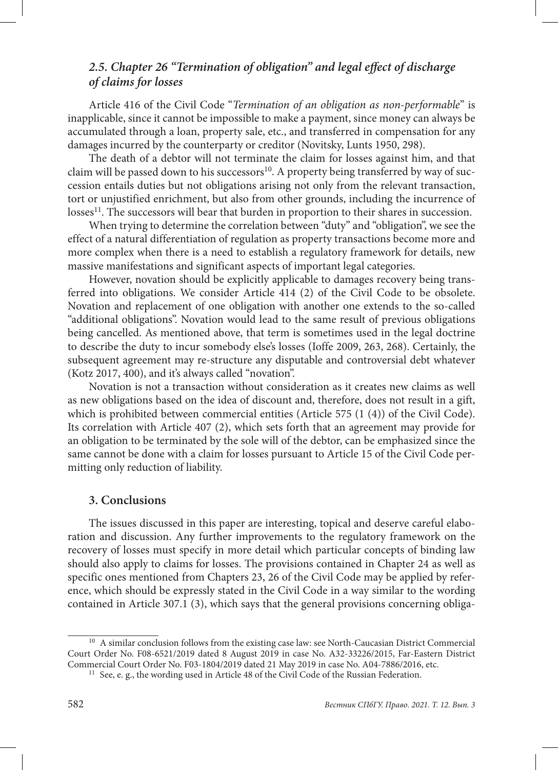### *2.5. Chapter 26 "Termination of obligation" and legal effect of discharge of claims for losses*

Article 416 of the Civil Code "*Termination of an obligation as non-performable*" is inapplicable, since it cannot be impossible to make a payment, since money can always be accumulated through a loan, property sale, etc., and transferred in compensation for any damages incurred by the counterparty or creditor (Novitsky, Lunts 1950, 298).

The death of a debtor will not terminate the claim for losses against him, and that claim will be passed down to his successors[10]. A property being transferred by way of succession entails duties but not obligations arising not only from the relevant transaction, tort or unjustified enrichment, but also from other grounds, including the incurrence of losses[11]. The successors will bear that burden in proportion to their shares in succession.

When trying to determine the correlation between "duty" and "obligation", we see the effect of a natural differentiation of regulation as property transactions become more and more complex when there is a need to establish a regulatory framework for details, new massive manifestations and significant aspects of important legal categories.

However, novation should be explicitly applicable to damages recovery being transferred into obligations. We consider Article 414 (2) of the Civil Code to be obsolete. Novation and replacement of one obligation with another one extends to the so-called "additional obligations". Novation would lead to the same result of previous obligations being cancelled. As mentioned above, that term is sometimes used in the legal doctrine to describe the duty to incur somebody else's losses (Ioffe 2009, 263, 268). Certainly, the subsequent agreement may re-structure any disputable and controversial debt whatever (Kotz 2017, 400), and it's always called "novation".

Novation is not a transaction without consideration as it creates new claims as well as new obligations based on the idea of discount and, therefore, does not result in a gift, which is prohibited between commercial entities (Article 575 (1 (4)) of the Civil Code). Its correlation with Article 407 (2), which sets forth that an agreement may provide for an obligation to be terminated by the sole will of the debtor, can be emphasized since the same cannot be done with a claim for losses pursuant to Article 15 of the Civil Code permitting only reduction of liability.

## 3. Conclusions

The issues discussed in this paper are interesting, topical and deserve careful elaboration and discussion. Any further improvements to the regulatory framework on the recovery of losses must specify in more detail which particular concepts of binding law should also apply to claims for losses. The provisions contained in Chapter 24 as well as specific ones mentioned from Chapters 23, 26 of the Civil Code may be applied by reference, which should be expressly stated in the Civil Code in a way similar to the wording contained in Article 307.1 (3), which says that the general provisions concerning obliga-

---

[10] A similar conclusion follows from the existing case law: see North-Caucasian District Commercial Court Order No. F08-6521/2019 dated 8 August 2019 in case No. A32-33226/2015, Far-Eastern District Commercial Court Order No. F03-1804/2019 dated 21 May 2019 in case No. A04-7886/2016, etc.

[11] See, e. g., the wording used in Article 48 of the Civil Code of the Russian Federation.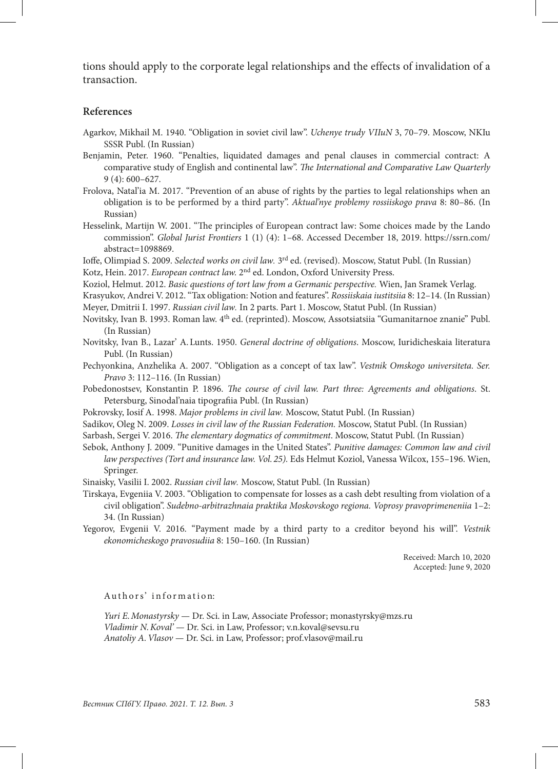tions should apply to the corporate legal relationships and the effects of invalidation of a transaction.

## References

Agarkov, Mikhail M. 1940. "Obligation in soviet civil law". *Uchenye trudy VIIuN* 3, 70–79. Moscow, NKIu SSSR Publ. (In Russian)

Benjamin, Peter. 1960. "Penalties, liquidated damages and penal clauses in commercial contract: A comparative study of English and continental law". *The International and Comparative Law Quarterly* 9 (4): 600–627.

Frolova, Natal'ia M. 2017. "Prevention of an abuse of rights by the parties to legal relationships when an obligation is to be performed by a third party". *Aktual'nye problemy rossiiskogo prava* 8: 80–86. (In Russian)

Hesselink, Martijn W. 2001. "The principles of European contract law: Some choices made by the Lando commission". *Global Jurist Frontiers* 1 (1) (4): 1–68. Accessed December 18, 2019. https://ssrn.com/abstract=1098869.

Ioffe, Olimpiad S. 2009. *Selected works on civil law.* 3rd ed. (revised). Moscow, Statut Publ. (In Russian)

Kotz, Hein. 2017. *European contract law.* 2nd ed. London, Oxford University Press.

Koziol, Helmut. 2012. *Basic questions of tort law from a Germanic perspective.* Wien, Jan Sramek Verlag.

Krasyukov, Andrei V. 2012. "Tax obligation: Notion and features". *Rossiiskaia iustitsiia* 8: 12–14. (In Russian)

Meyer, Dmitrii I. 1997. *Russian civil law.* In 2 parts. Part 1. Moscow, Statut Publ. (In Russian)

Novitsky, Ivan B. 1993. Roman law. 4th ed. (reprinted). Moscow, Assotsiatsiia "Gumanitarnoe znanie" Publ. (In Russian)

Novitsky, Ivan B., Lazar' A. Lunts. 1950. *General doctrine of obligations*. Moscow, Iuridicheskaia literatura Publ. (In Russian)

Pechyonkina, Anzhelika A. 2007. "Obligation as a concept of tax law". *Vestnik Omskogo universiteta. Ser. Pravo* 3: 112–116. (In Russian)

Pobedonostsev, Konstantin P. 1896. *The course of civil law. Part three: Agreements and obligations*. St. Petersburg, Sinodal'naia tipografiia Publ. (In Russian)

Pokrovsky, Iosif A. 1998. *Major problems in civil law.* Moscow, Statut Publ. (In Russian)

Sadikov, Oleg N. 2009. *Losses in civil law of the Russian Federation.* Moscow, Statut Publ. (In Russian)

Sarbash, Sergei V. 2016. *The elementary dogmatics of commitment*. Moscow, Statut Publ. (In Russian)

Sebok, Anthony J. 2009. "Punitive damages in the United States". *Punitive damages: Common law and civil law perspectives (Tort and insurance law. Vol. 25).* Eds Helmut Koziol, Vanessa Wilcox, 155–196. Wien, Springer.

Sinaisky, Vasilii I. 2002. *Russian civil law.* Moscow, Statut Publ. (In Russian)

Tirskaya, Evgeniia V. 2003. "Obligation to compensate for losses as a cash debt resulting from violation of a civil obligation". *Sudebno-arbitrazhnaia praktika Moskovskogo regiona. Voprosy pravoprimeneniia* 1–2: 34. (In Russian)

Yegorov, Evgenii V. 2016. "Payment made by a third party to a creditor beyond his will". *Vestnik ekonomicheskogo pravosudiia* 8: 150–160. (In Russian)

Received: March 10, 2020
Accepted: June 9, 2020

Authors' information:

*Yuri E. Monastyrsky* — Dr. Sci. in Law, Associate Professor; monastyrsky@mzs.ru
*Vladimir N. Koval'* — Dr. Sci. in Law, Professor; v.n.koval@sevsu.ru
*Anatoliy A. Vlasov* — Dr. Sci. in Law, Professor; prof.vlasov@mail.ru